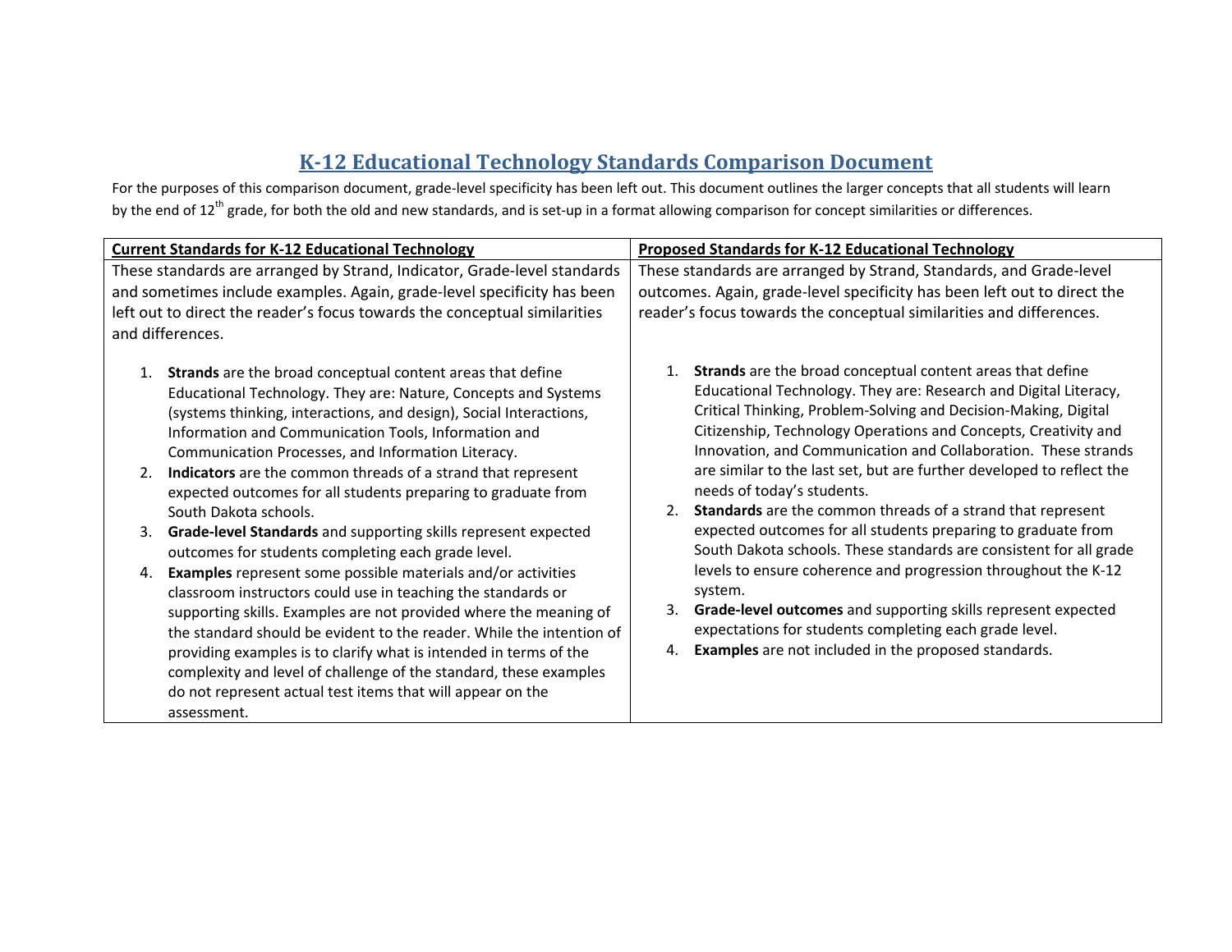# K-12 Educational Technology Standards Comparison Document

For the purposes of this comparison document, grade-level specificity has been left out. This document outlines the larger concepts that all students will learn by the end of 12th grade, for both the old and new standards, and is set-up in a format allowing comparison for concept similarities or differences.

| **Current Standards for K-12 Educational Technology** | **Proposed Standards for K-12 Educational Technology** |
| --- | --- |
| These standards are arranged by Strand, Indicator, Grade-level standards and sometimes include examples. Again, grade-level specificity has been left out to direct the reader's focus towards the conceptual similarities and differences.<br><br>1. **Strands** are the broad conceptual content areas that define Educational Technology. They are: Nature, Concepts and Systems (systems thinking, interactions, and design), Social Interactions, Information and Communication Tools, Information and Communication Processes, and Information Literacy.<br>2. **Indicators** are the common threads of a strand that represent expected outcomes for all students preparing to graduate from South Dakota schools.<br>3. **Grade-level Standards** and supporting skills represent expected outcomes for students completing each grade level.<br>4. **Examples** represent some possible materials and/or activities classroom instructors could use in teaching the standards or supporting skills. Examples are not provided where the meaning of the standard should be evident to the reader. While the intention of providing examples is to clarify what is intended in terms of the complexity and level of challenge of the standard, these examples do not represent actual test items that will appear on the assessment. | These standards are arranged by Strand, Standards, and Grade-level outcomes. Again, grade-level specificity has been left out to direct the reader's focus towards the conceptual similarities and differences.<br><br>1. **Strands** are the broad conceptual content areas that define Educational Technology. They are: Research and Digital Literacy, Critical Thinking, Problem-Solving and Decision-Making, Digital Citizenship, Technology Operations and Concepts, Creativity and Innovation, and Communication and Collaboration. These strands are similar to the last set, but are further developed to reflect the needs of today's students.<br>2. **Standards** are the common threads of a strand that represent expected outcomes for all students preparing to graduate from South Dakota schools. These standards are consistent for all grade levels to ensure coherence and progression throughout the K-12 system.<br>3. **Grade-level outcomes** and supporting skills represent expected expectations for students completing each grade level.<br>4. **Examples** are not included in the proposed standards. |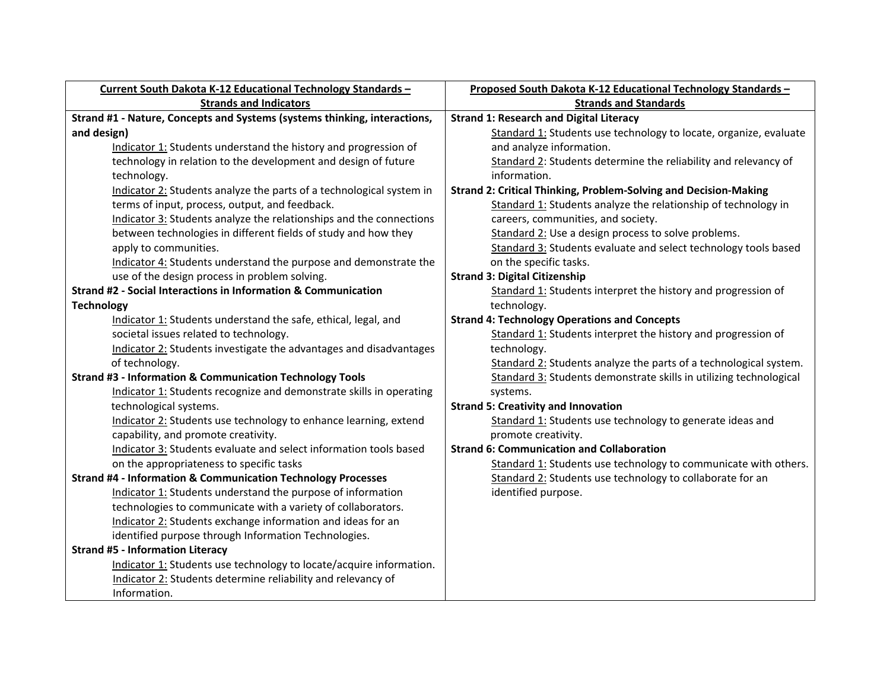| **Current South Dakota K-12 Educational Technology Standards – Strands and Indicators** | **Proposed South Dakota K-12 Educational Technology Standards – Strands and Standards** |
|---|---|
| **Strand #1 - Nature, Concepts and Systems (systems thinking, interactions, and design)**<br>Indicator 1: Students understand the history and progression of technology in relation to the development and design of future technology.<br>Indicator 2: Students analyze the parts of a technological system in terms of input, process, output, and feedback.<br>Indicator 3: Students analyze the relationships and the connections between technologies in different fields of study and how they apply to communities.<br>Indicator 4: Students understand the purpose and demonstrate the use of the design process in problem solving.<br>**Strand #2 - Social Interactions in Information & Communication Technology**<br>Indicator 1: Students understand the safe, ethical, legal, and societal issues related to technology.<br>Indicator 2: Students investigate the advantages and disadvantages of technology.<br>**Strand #3 - Information & Communication Technology Tools**<br>Indicator 1: Students recognize and demonstrate skills in operating technological systems.<br>Indicator 2: Students use technology to enhance learning, extend capability, and promote creativity.<br>Indicator 3: Students evaluate and select information tools based on the appropriateness to specific tasks<br>**Strand #4 - Information & Communication Technology Processes**<br>Indicator 1: Students understand the purpose of information technologies to communicate with a variety of collaborators.<br>Indicator 2: Students exchange information and ideas for an identified purpose through Information Technologies.<br>**Strand #5 - Information Literacy**<br>Indicator 1: Students use technology to locate/acquire information.<br>Indicator 2: Students determine reliability and relevancy of Information. | **Strand 1: Research and Digital Literacy**<br>Standard 1: Students use technology to locate, organize, evaluate and analyze information.<br>Standard 2: Students determine the reliability and relevancy of information.<br>**Strand 2: Critical Thinking, Problem-Solving and Decision-Making**<br>Standard 1: Students analyze the relationship of technology in careers, communities, and society.<br>Standard 2: Use a design process to solve problems.<br>Standard 3: Students evaluate and select technology tools based on the specific tasks.<br>**Strand 3: Digital Citizenship**<br>Standard 1: Students interpret the history and progression of technology.<br>**Strand 4: Technology Operations and Concepts**<br>Standard 1: Students interpret the history and progression of technology.<br>Standard 2: Students analyze the parts of a technological system.<br>Standard 3: Students demonstrate skills in utilizing technological systems.<br>**Strand 5: Creativity and Innovation**<br>Standard 1: Students use technology to generate ideas and promote creativity.<br>**Strand 6: Communication and Collaboration**<br>Standard 1: Students use technology to communicate with others.<br>Standard 2: Students use technology to collaborate for an identified purpose. |